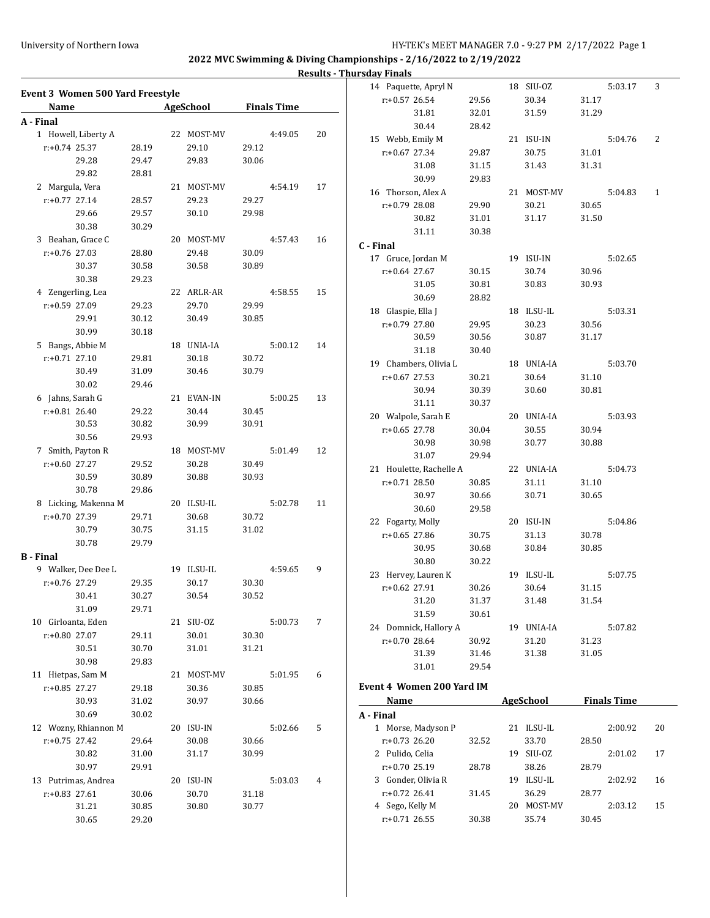## 2022 MVC Swimming & Diving Championships - 2/16/2022 to 2/19/2022

### Results - Thursday Finals

### Event 3 Women 500 Yard Freestyle

| Name | Age | School | Finals Time | Points |
|---|---|---|---|---|
| **A - Final** | | | | |
| 1 Howell, Liberty A | 22 | MOST-MV | 4:49.05 | 20 |
| r:+0.74 25.37 28.19 29.10 29.12 29.28 29.47 29.83 30.06 29.82 28.81 | | | | |
| 2 Margula, Vera | 21 | MOST-MV | 4:54.19 | 17 |
| r:+0.77 27.14 28.57 29.23 29.27 29.66 29.57 30.10 29.98 30.38 30.29 | | | | |
| 3 Beahan, Grace C | 20 | MOST-MV | 4:57.43 | 16 |
| r:+0.76 27.03 28.80 29.48 30.09 30.37 30.58 30.58 30.89 30.38 29.23 | | | | |
| 4 Zengerling, Lea | 22 | ARLR-AR | 4:58.55 | 15 |
| r:+0.59 27.09 29.23 29.70 29.99 29.91 30.12 30.49 30.85 30.99 30.18 | | | | |
| 5 Bangs, Abbie M | 18 | UNIA-IA | 5:00.12 | 14 |
| r:+0.71 27.10 29.81 30.18 30.72 30.49 31.09 30.46 30.79 30.02 29.46 | | | | |
| 6 Jahns, Sarah G | 21 | EVAN-IN | 5:00.25 | 13 |
| r:+0.81 26.40 29.22 30.44 30.45 30.53 30.82 30.99 30.91 30.56 29.93 | | | | |
| 7 Smith, Payton R | 18 | MOST-MV | 5:01.49 | 12 |
| r:+0.60 27.27 29.52 30.28 30.49 30.59 30.89 30.88 30.93 30.78 29.86 | | | | |
| 8 Licking, Makenna M | 20 | ILSU-IL | 5:02.78 | 11 |
| r:+0.70 27.39 29.71 30.68 30.72 30.79 30.75 31.15 31.02 30.78 29.79 | | | | |
| **B - Final** | | | | |
| 9 Walker, Dee Dee L | 19 | ILSU-IL | 4:59.65 | 9 |
| r:+0.76 27.29 29.35 30.17 30.30 30.41 30.27 30.54 30.52 31.09 29.71 | | | | |
| 10 Girloanta, Eden | 21 | SIU-OZ | 5:00.73 | 7 |
| r:+0.80 27.07 29.11 30.01 30.30 30.51 30.70 31.01 31.21 30.98 29.83 | | | | |
| 11 Hietpas, Sam M | 21 | MOST-MV | 5:01.95 | 6 |
| r:+0.85 27.27 29.18 30.36 30.85 30.93 31.02 30.97 30.66 30.69 30.02 | | | | |
| 12 Wozny, Rhiannon M | 20 | ISU-IN | 5:02.66 | 5 |
| r:+0.75 27.42 29.64 30.08 30.66 30.82 31.00 31.17 30.99 30.97 29.91 | | | | |
| 13 Putrimas, Andrea | 20 | ISU-IN | 5:03.03 | 4 |
| r:+0.83 27.61 30.06 30.70 31.18 31.21 30.85 30.80 30.77 30.65 29.20 | | | | |
| 14 Paquette, Apryl N | 18 | SIU-OZ | 5:03.17 | 3 |
| r:+0.57 26.54 29.56 30.34 31.17 31.81 32.01 31.59 31.29 30.44 28.42 | | | | |
| 15 Webb, Emily M | 21 | ISU-IN | 5:04.76 | 2 |
| r:+0.67 27.34 29.87 30.75 31.01 31.08 31.15 31.43 31.31 30.99 29.83 | | | | |
| 16 Thorson, Alex A | 21 | MOST-MV | 5:04.83 | 1 |
| r:+0.79 28.08 29.90 30.21 30.65 30.82 31.01 31.17 31.50 31.11 30.38 | | | | |
| **C - Final** | | | | |
| 17 Gruce, Jordan M | 19 | ISU-IN | 5:02.65 | |
| r:+0.64 27.67 30.15 30.74 30.96 31.05 30.81 30.83 30.93 30.69 28.82 | | | | |
| 18 Glaspie, Ella J | 18 | ILSU-IL | 5:03.31 | |
| r:+0.79 27.80 29.95 30.23 30.56 30.59 30.56 30.87 31.17 31.18 30.40 | | | | |
| 19 Chambers, Olivia L | 18 | UNIA-IA | 5:03.70 | |
| r:+0.67 27.53 30.21 30.64 31.10 30.94 30.39 30.60 30.81 31.11 30.37 | | | | |
| 20 Walpole, Sarah E | 20 | UNIA-IA | 5:03.93 | |
| r:+0.65 27.78 30.04 30.55 30.94 30.98 30.98 30.77 30.88 31.07 29.94 | | | | |
| 21 Houlette, Rachelle A | 22 | UNIA-IA | 5:04.73 | |
| r:+0.71 28.50 30.85 31.11 31.10 30.97 30.66 30.71 30.65 30.60 29.58 | | | | |
| 22 Fogarty, Molly | 20 | ISU-IN | 5:04.86 | |
| r:+0.65 27.86 30.75 31.13 30.78 30.95 30.68 30.84 30.85 30.80 30.22 | | | | |
| 23 Hervey, Lauren K | 19 | ILSU-IL | 5:07.75 | |
| r:+0.62 27.91 30.26 30.64 31.15 31.20 31.37 31.48 31.54 31.59 30.61 | | | | |
| 24 Domnick, Hallory A | 19 | UNIA-IA | 5:07.82 | |
| r:+0.70 28.64 30.92 31.20 31.23 31.39 31.46 31.38 31.05 31.01 29.54 | | | | |

### Event 4 Women 200 Yard IM

| Name | Age | School | Finals Time | Points |
|---|---|---|---|---|
| **A - Final** | | | | |
| 1 Morse, Madyson P | 21 | ILSU-IL | 2:00.92 | 20 |
| r:+0.73 26.20 32.52 33.70 28.50 | | | | |
| 2 Pulido, Celia | 19 | SIU-OZ | 2:01.02 | 17 |
| r:+0.70 25.19 28.78 38.26 28.79 | | | | |
| 3 Gonder, Olivia R | 19 | ILSU-IL | 2:02.92 | 16 |
| r:+0.72 26.41 31.45 36.29 28.77 | | | | |
| 4 Sego, Kelly M | 20 | MOST-MV | 2:03.12 | 15 |
| r:+0.71 26.55 30.38 35.74 30.45 | | | | |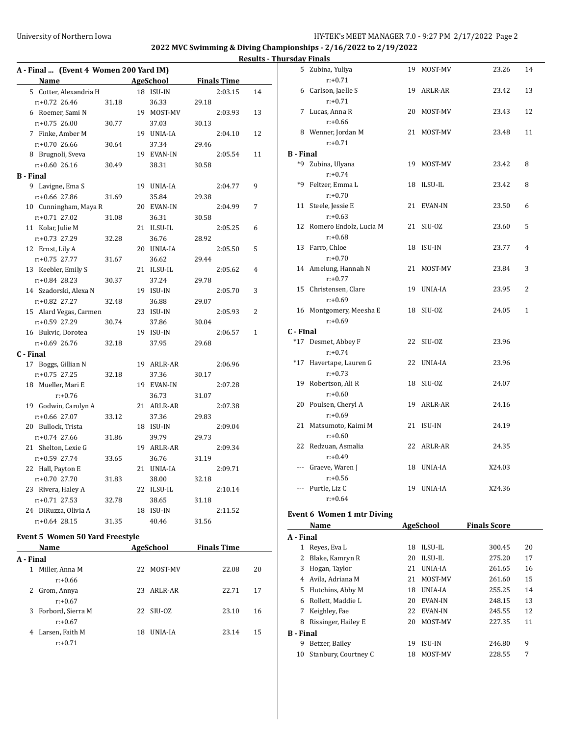**2022 MVC Swimming & Diving Championships - 2/16/2022 to 2/19/2022**

**Results - Thursday Finals**

### A - Final ... (Event 4 Women 200 Yard IM)

| Name | Age | School | Finals Time | Points |
|---|---|---|---|---|
| 5 Cotter, Alexandria H | 18 | ISU-IN | 2:03.15 | 14 |
| r:+0.72 26.46 31.18 36.33 29.18 | | | | |
| 6 Roemer, Sami N | 19 | MOST-MV | 2:03.93 | 13 |
| r:+0.75 26.00 30.77 37.03 30.13 | | | | |
| 7 Finke, Amber M | 19 | UNIA-IA | 2:04.10 | 12 |
| r:+0.70 26.66 30.64 37.34 29.46 | | | | |
| 8 Brugnoli, Sveva | 19 | EVAN-IN | 2:05.54 | 11 |
| r:+0.60 26.16 30.49 38.31 30.58 | | | | |
| **B - Final** | | | | |
| 9 Lavigne, Ema S | 19 | UNIA-IA | 2:04.77 | 9 |
| r:+0.66 27.86 31.69 35.84 29.38 | | | | |
| 10 Cunningham, Maya R | 20 | EVAN-IN | 2:04.99 | 7 |
| r:+0.71 27.02 31.08 36.31 30.58 | | | | |
| 11 Kolar, Julie M | 21 | ILSU-IL | 2:05.25 | 6 |
| r:+0.73 27.29 32.28 36.76 28.92 | | | | |
| 12 Ernst, Lily A | 20 | UNIA-IA | 2:05.50 | 5 |
| r:+0.75 27.77 31.67 36.62 29.44 | | | | |
| 13 Keebler, Emily S | 21 | ILSU-IL | 2:05.62 | 4 |
| r:+0.84 28.23 30.37 37.24 29.78 | | | | |
| 14 Szadorski, Alexa N | 19 | ISU-IN | 2:05.70 | 3 |
| r:+0.82 27.27 32.48 36.88 29.07 | | | | |
| 15 Alard Vegas, Carmen | 23 | ISU-IN | 2:05.93 | 2 |
| r:+0.59 27.29 30.74 37.86 30.04 | | | | |
| 16 Bukvic, Dorotea | 19 | ISU-IN | 2:06.57 | 1 |
| r:+0.69 26.76 32.18 37.95 29.68 | | | | |
| **C - Final** | | | | |
| 17 Boggs, Gillian N | 19 | ARLR-AR | 2:06.96 | |
| r:+0.75 27.25 32.18 37.36 30.17 | | | | |
| 18 Mueller, Mari E | 19 | EVAN-IN | 2:07.28 | |
| r:+0.76 36.73 31.07 | | | | |
| 19 Godwin, Carolyn A | 21 | ARLR-AR | 2:07.38 | |
| r:+0.66 27.07 33.12 37.36 29.83 | | | | |
| 20 Bullock, Trista | 18 | ISU-IN | 2:09.04 | |
| r:+0.74 27.66 31.86 39.79 29.73 | | | | |
| 21 Shelton, Lexie G | 19 | ARLR-AR | 2:09.34 | |
| r:+0.59 27.74 33.65 36.76 31.19 | | | | |
| 22 Hall, Payton E | 21 | UNIA-IA | 2:09.71 | |
| r:+0.70 27.70 31.83 38.00 32.18 | | | | |
| 23 Rivera, Haley A | 22 | ILSU-IL | 2:10.14 | |
| r:+0.71 27.53 32.78 38.65 31.18 | | | | |
| 24 DiRuzza, Olivia A | 18 | ISU-IN | 2:11.52 | |
| r:+0.64 28.15 31.35 40.46 31.56 | | | | |

### Event 5 Women 50 Yard Freestyle

| Name | Age | School | Finals Time | Points |
|---|---|---|---|---|
| **A - Final** | | | | |
| 1 Miller, Anna M | 22 | MOST-MV | 22.08 | 20 |
| r:+0.66 | | | | |
| 2 Grom, Annya | 23 | ARLR-AR | 22.71 | 17 |
| r:+0.67 | | | | |
| 3 Forbord, Sierra M | 22 | SIU-OZ | 23.10 | 16 |
| r:+0.67 | | | | |
| 4 Larsen, Faith M | 18 | UNIA-IA | 23.14 | 15 |
| r:+0.71 | | | | |
| 5 Zubina, Yuliya | 19 | MOST-MV | 23.26 | 14 |
| r:+0.71 | | | | |
| 6 Carlson, Jaelle S | 19 | ARLR-AR | 23.42 | 13 |
| r:+0.71 | | | | |
| 7 Lucas, Anna R | 20 | MOST-MV | 23.43 | 12 |
| r:+0.66 | | | | |
| 8 Wenner, Jordan M | 21 | MOST-MV | 23.48 | 11 |
| r:+0.71 | | | | |
| **B - Final** | | | | |
| *9 Zubina, Ulyana | 19 | MOST-MV | 23.42 | 8 |
| r:+0.74 | | | | |
| *9 Feltzer, Emma L | 18 | ILSU-IL | 23.42 | 8 |
| r:+0.70 | | | | |
| 11 Steele, Jessie E | 21 | EVAN-IN | 23.50 | 6 |
| r:+0.63 | | | | |
| 12 Romero Endolz, Lucia M | 21 | SIU-OZ | 23.60 | 5 |
| r:+0.68 | | | | |
| 13 Farro, Chloe | 18 | ISU-IN | 23.77 | 4 |
| r:+0.70 | | | | |
| 14 Amelung, Hannah N | 21 | MOST-MV | 23.84 | 3 |
| r:+0.77 | | | | |
| 15 Christensen, Clare | 19 | UNIA-IA | 23.95 | 2 |
| r:+0.69 | | | | |
| 16 Montgomery, Meesha E | 18 | SIU-OZ | 24.05 | 1 |
| r:+0.69 | | | | |
| **C - Final** | | | | |
| *17 Desmet, Abbey F | 22 | SIU-OZ | 23.96 | |
| r:+0.74 | | | | |
| *17 Havertape, Lauren G | 22 | UNIA-IA | 23.96 | |
| r:+0.73 | | | | |
| 19 Robertson, Ali R | 18 | SIU-OZ | 24.07 | |
| r:+0.60 | | | | |
| 20 Poulsen, Cheryl A | 19 | ARLR-AR | 24.16 | |
| r:+0.69 | | | | |
| 21 Matsumoto, Kaimi M | 21 | ISU-IN | 24.19 | |
| r:+0.60 | | | | |
| 22 Redzuan, Asmalia | 22 | ARLR-AR | 24.35 | |
| r:+0.49 | | | | |
| --- Graeve, Waren J | 18 | UNIA-IA | X24.03 | |
| r:+0.56 | | | | |
| --- Purtle, Liz C | 19 | UNIA-IA | X24.36 | |
| r:+0.64 | | | | |

### Event 6 Women 1 mtr Diving

| Name | Age | School | Finals Score | Points |
|---|---|---|---|---|
| **A - Final** | | | | |
| 1 Reyes, Eva L | 18 | ILSU-IL | 300.45 | 20 |
| 2 Blake, Kamryn R | 20 | ILSU-IL | 275.20 | 17 |
| 3 Hogan, Taylor | 21 | UNIA-IA | 261.65 | 16 |
| 4 Avila, Adriana M | 21 | MOST-MV | 261.60 | 15 |
| 5 Hutchins, Abby M | 18 | UNIA-IA | 255.25 | 14 |
| 6 Rollett, Maddie L | 20 | EVAN-IN | 248.15 | 13 |
| 7 Keighley, Fae | 22 | EVAN-IN | 245.55 | 12 |
| 8 Rissinger, Hailey E | 20 | MOST-MV | 227.35 | 11 |
| **B - Final** | | | | |
| 9 Betzer, Bailey | 19 | ISU-IN | 246.80 | 9 |
| 10 Stanbury, Courtney C | 18 | MOST-MV | 228.55 | 7 |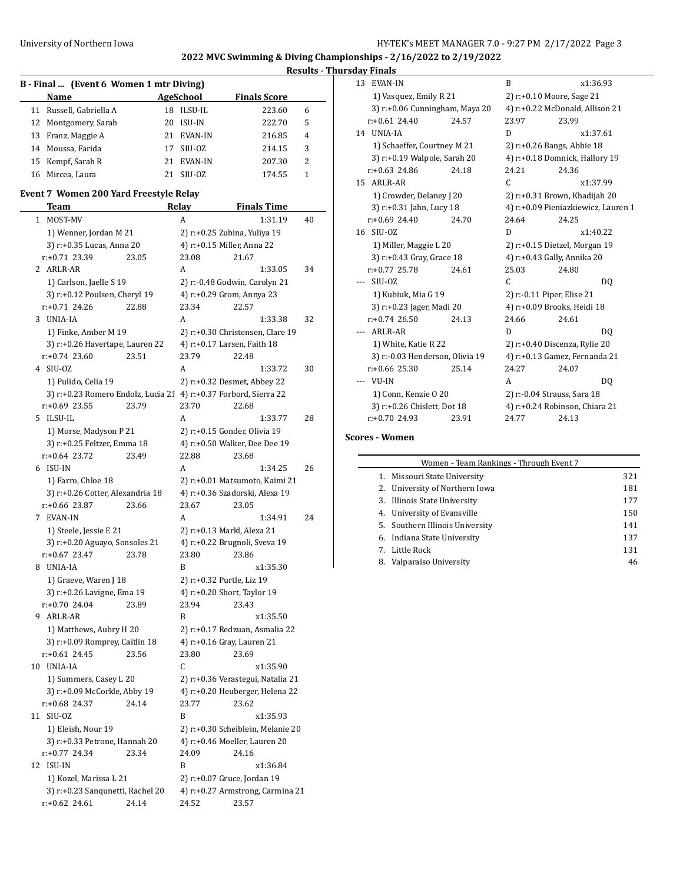## 2022 MVC Swimming & Diving Championships - 2/16/2022 to 2/19/2022

### Results - Thursday Finals

### B - Final ... (Event 6 Women 1 mtr Diving)

| | Name | Age | School | Finals Score | |
|---|---|---|---|---|---|
| 11 | Russell, Gabriella A | 18 | ILSU-IL | 223.60 | 6 |
| 12 | Montgomery, Sarah | 20 | ISU-IN | 222.70 | 5 |
| 13 | Franz, Maggie A | 21 | EVAN-IN | 216.85 | 4 |
| 14 | Moussa, Farida | 17 | SIU-OZ | 214.15 | 3 |
| 15 | Kempf, Sarah R | 21 | EVAN-IN | 207.30 | 2 |
| 16 | Mircea, Laura | 21 | SIU-OZ | 174.55 | 1 |

### Event 7 Women 200 Yard Freestyle Relay

| | Team | Relay | Finals Time | |
|---|---|---|---|---|
| 1 | MOST-MV | A | 1:31.19 | 40 |

1) Wenner, Jordan M 21; 2) r:+0.25 Zubina, Yuliya 19; 3) r:+0.35 Lucas, Anna 20; 4) r:+0.15 Miller, Anna 22
r:+0.71 23.39 23.05 23.08 21.67

| | Team | Relay | Finals Time | |
|---|---|---|---|---|
| 2 | ARLR-AR | A | 1:33.05 | 34 |

1) Carlson, Jaelle S 19; 2) r:-0.48 Godwin, Carolyn 21; 3) r:+0.12 Poulsen, Cheryl 19; 4) r:+0.29 Grom, Annya 23
r:+0.71 24.26 22.88 23.34 22.57

| | Team | Relay | Finals Time | |
|---|---|---|---|---|
| 3 | UNIA-IA | A | 1:33.38 | 32 |

1) Finke, Amber M 19; 2) r:+0.30 Christensen, Clare 19; 3) r:+0.26 Havertape, Lauren 22; 4) r:+0.17 Larsen, Faith 18
r:+0.74 23.60 23.51 23.79 22.48

| | Team | Relay | Finals Time | |
|---|---|---|---|---|
| 4 | SIU-OZ | A | 1:33.72 | 30 |

1) Pulido, Celia 19; 2) r:+0.32 Desmet, Abbey 22; 3) r:+0.23 Romero Endolz, Lucia 21; 4) r:+0.37 Forbord, Sierra 22
r:+0.69 23.55 23.79 23.70 22.68

| | Team | Relay | Finals Time | |
|---|---|---|---|---|
| 5 | ILSU-IL | A | 1:33.77 | 28 |

1) Morse, Madyson P 21; 2) r:+0.15 Gonder, Olivia 19; 3) r:+0.25 Feltzer, Emma 18; 4) r:+0.50 Walker, Dee Dee 19
r:+0.64 23.72 23.49 22.88 23.68

| | Team | Relay | Finals Time | |
|---|---|---|---|---|
| 6 | ISU-IN | A | 1:34.25 | 26 |

1) Farro, Chloe 18; 2) r:+0.01 Matsumoto, Kaimi 21; 3) r:+0.26 Cotter, Alexandria 18; 4) r:+0.36 Szadorski, Alexa 19
r:+0.66 23.87 23.66 23.67 23.05

| | Team | Relay | Finals Time | |
|---|---|---|---|---|
| 7 | EVAN-IN | A | 1:34.91 | 24 |

1) Steele, Jessie E 21; 2) r:+0.13 Markl, Alexa 21; 3) r:+0.20 Aguayo, Sonsoles 21; 4) r:+0.22 Brugnoli, Sveva 19
r:+0.67 23.47 23.78 23.80 23.86

| | Team | Relay | Finals Time |
|---|---|---|---|
| 8 | UNIA-IA | B | x1:35.30 |

1) Graeve, Waren J 18; 2) r:+0.32 Purtle, Liz 19; 3) r:+0.26 Lavigne, Ema 19; 4) r:+0.20 Short, Taylor 19
r:+0.70 24.04 23.89 23.94 23.43

| | Team | Relay | Finals Time |
|---|---|---|---|
| 9 | ARLR-AR | B | x1:35.50 |

1) Matthews, Aubry H 20; 2) r:+0.17 Redzuan, Asmalia 22; 3) r:+0.09 Romprey, Caitlin 18; 4) r:+0.16 Gray, Lauren 21
r:+0.61 24.45 23.56 23.80 23.69

| | Team | Relay | Finals Time |
|---|---|---|---|
| 10 | UNIA-IA | C | x1:35.90 |

1) Summers, Casey L 20; 2) r:+0.36 Verastegui, Natalia 21; 3) r:+0.09 McCorkle, Abby 19; 4) r:+0.20 Heuberger, Helena 22
r:+0.68 24.37 24.14 23.77 23.62

| | Team | Relay | Finals Time |
|---|---|---|---|
| 11 | SIU-OZ | B | x1:35.93 |

1) Eleish, Nour 19; 2) r:+0.30 Scheiblein, Melanie 20; 3) r:+0.33 Petrone, Hannah 20; 4) r:+0.46 Moeller, Lauren 20
r:+0.77 24.34 23.34 24.09 24.16

| | Team | Relay | Finals Time |
|---|---|---|---|
| 12 | ISU-IN | B | x1:36.84 |

1) Kozel, Marissa L 21; 2) r:+0.07 Gruce, Jordan 19; 3) r:+0.23 Sanqunetti, Rachel 20; 4) r:+0.27 Armstrong, Carmina 21
r:+0.62 24.61 24.14 24.52 23.57

| | Team | Relay | Finals Time |
|---|---|---|---|
| 13 | EVAN-IN | B | x1:36.93 |

1) Vasquez, Emily R 21; 2) r:+0.10 Moore, Sage 21; 3) r:+0.06 Cunningham, Maya 20; 4) r:+0.22 McDonald, Allison 21
r:+0.61 24.40 24.57 23.97 23.99

| | Team | Relay | Finals Time |
|---|---|---|---|
| 14 | UNIA-IA | D | x1:37.61 |

1) Schaeffer, Courtney M 21; 2) r:+0.26 Bangs, Abbie 18; 3) r:+0.19 Walpole, Sarah 20; 4) r:+0.18 Domnick, Hallory 19
r:+0.63 24.86 24.18 24.21 24.36

| | Team | Relay | Finals Time |
|---|---|---|---|
| 15 | ARLR-AR | C | x1:37.99 |

1) Crowder, Delaney J 20; 2) r:+0.31 Brown, Khadijah 20; 3) r:+0.31 Jahn, Lucy 18; 4) r:+0.09 Pieniazkiewicz, Lauren 1
r:+0.69 24.40 24.70 24.64 24.25

| | Team | Relay | Finals Time |
|---|---|---|---|
| 16 | SIU-OZ | D | x1:40.22 |

1) Miller, Maggie L 20; 2) r:+0.15 Dietzel, Morgan 19; 3) r:+0.43 Gray, Grace 18; 4) r:+0.43 Gally, Annika 20
r:+0.77 25.78 24.61 25.03 24.80

| | Team | Relay | Finals Time |
|---|---|---|---|
| --- | SIU-OZ | C | DQ |

1) Kubiuk, Mia G 19; 2) r:-0.11 Piper, Elise 21; 3) r:+0.23 Jager, Madi 20; 4) r:+0.09 Brooks, Heidi 18
r:+0.74 26.50 24.13 24.66 24.61

| | Team | Relay | Finals Time |
|---|---|---|---|
| --- | ARLR-AR | D | DQ |

1) White, Katie R 22; 2) r:+0.40 Discenza, Rylie 20; 3) r:-0.03 Henderson, Olivia 19; 4) r:+0.13 Gamez, Fernanda 21
r:+0.66 25.30 25.14 24.27 24.07

| | Team | Relay | Finals Time |
|---|---|---|---|
| --- | VU-IN | A | DQ |

1) Conn, Kenzie O 20; 2) r:-0.04 Strauss, Sara 18; 3) r:+0.26 Chislett, Dot 18; 4) r:+0.24 Robinson, Chiara 21
r:+0.70 24.93 23.91 24.77 24.13

### Scores - Women

**Women - Team Rankings - Through Event 7**

| Rank | Team | Points |
|---|---|---|
| 1. | Missouri State University | 321 |
| 2. | University of Northern Iowa | 181 |
| 3. | Illinois State University | 177 |
| 4. | University of Evansville | 150 |
| 5. | Southern Illinois University | 141 |
| 6. | Indiana State University | 137 |
| 7. | Little Rock | 131 |
| 8. | Valparaiso University | 46 |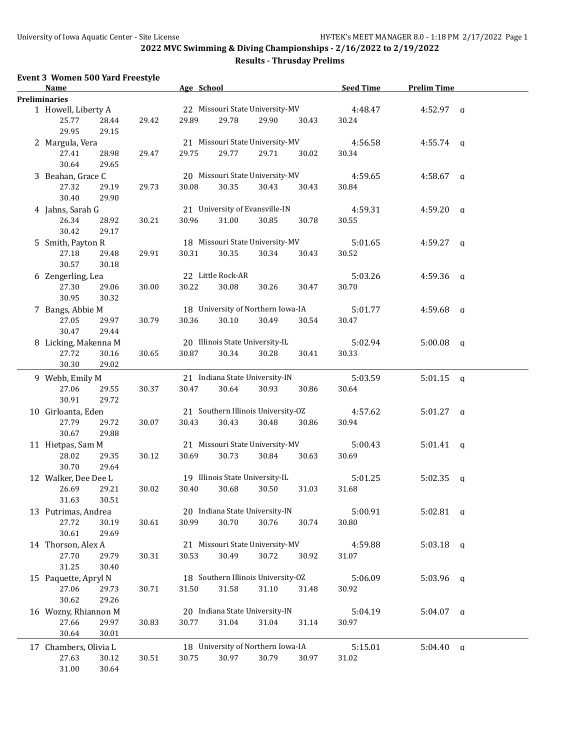## 2022 MVC Swimming & Diving Championships - 2/16/2022 to 2/19/2022

### Results - Thrusday Prelims

### Event 3 Women 500 Yard Freestyle

| | Name | Age | School | Seed Time | Prelim Time | |
|---|---|---|---|---|---|---|
| **Preliminaries** | | | | | | |
| 1 | Howell, Liberty A | 22 | Missouri State University-MV | 4:48.47 | 4:52.97 | q |
| | 25.77 28.44 29.42 29.89 29.78 29.90 30.43 30.24 29.95 29.15 | | | | | |
| 2 | Margula, Vera | 21 | Missouri State University-MV | 4:56.58 | 4:55.74 | q |
| | 27.41 28.98 29.47 29.75 29.77 29.71 30.02 30.34 30.64 29.65 | | | | | |
| 3 | Beahan, Grace C | 20 | Missouri State University-MV | 4:59.65 | 4:58.67 | q |
| | 27.32 29.19 29.73 30.08 30.35 30.43 30.43 30.84 30.40 29.90 | | | | | |
| 4 | Jahns, Sarah G | 21 | University of Evansville-IN | 4:59.31 | 4:59.20 | q |
| | 26.34 28.92 30.21 30.96 31.00 30.85 30.78 30.55 30.42 29.17 | | | | | |
| 5 | Smith, Payton R | 18 | Missouri State University-MV | 5:01.65 | 4:59.27 | q |
| | 27.18 29.48 29.91 30.31 30.35 30.34 30.43 30.52 30.57 30.18 | | | | | |
| 6 | Zengerling, Lea | 22 | Little Rock-AR | 5:03.26 | 4:59.36 | q |
| | 27.30 29.06 30.00 30.22 30.08 30.26 30.47 30.70 30.95 30.32 | | | | | |
| 7 | Bangs, Abbie M | 18 | University of Northern Iowa-IA | 5:01.77 | 4:59.68 | q |
| | 27.05 29.97 30.79 30.36 30.10 30.49 30.54 30.47 30.47 29.44 | | | | | |
| 8 | Licking, Makenna M | 20 | Illinois State University-IL | 5:02.94 | 5:00.08 | q |
| | 27.72 30.16 30.65 30.87 30.34 30.28 30.41 30.33 30.30 29.02 | | | | | |
| 9 | Webb, Emily M | 21 | Indiana State University-IN | 5:03.59 | 5:01.15 | q |
| | 27.06 29.55 30.37 30.47 30.64 30.93 30.86 30.64 30.91 29.72 | | | | | |
| 10 | Girloanta, Eden | 21 | Southern Illinois University-OZ | 4:57.62 | 5:01.27 | q |
| | 27.79 29.72 30.07 30.43 30.43 30.48 30.86 30.94 30.67 29.88 | | | | | |
| 11 | Hietpas, Sam M | 21 | Missouri State University-MV | 5:00.43 | 5:01.41 | q |
| | 28.02 29.35 30.12 30.69 30.73 30.84 30.63 30.69 30.70 29.64 | | | | | |
| 12 | Walker, Dee Dee L | 19 | Illinois State University-IL | 5:01.25 | 5:02.35 | q |
| | 26.69 29.21 30.02 30.40 30.68 30.50 31.03 31.68 31.63 30.51 | | | | | |
| 13 | Putrimas, Andrea | 20 | Indiana State University-IN | 5:00.91 | 5:02.81 | q |
| | 27.72 30.19 30.61 30.99 30.70 30.76 30.74 30.80 30.61 29.69 | | | | | |
| 14 | Thorson, Alex A | 21 | Missouri State University-MV | 4:59.88 | 5:03.18 | q |
| | 27.70 29.79 30.31 30.53 30.49 30.72 30.92 31.07 31.25 30.40 | | | | | |
| 15 | Paquette, Apryl N | 18 | Southern Illinois University-OZ | 5:06.09 | 5:03.96 | q |
| | 27.06 29.73 30.71 31.50 31.58 31.10 31.48 30.92 30.62 29.26 | | | | | |
| 16 | Wozny, Rhiannon M | 20 | Indiana State University-IN | 5:04.19 | 5:04.07 | q |
| | 27.66 29.97 30.83 30.77 31.04 31.04 31.14 30.97 30.64 30.01 | | | | | |
| 17 | Chambers, Olivia L | 18 | University of Northern Iowa-IA | 5:15.01 | 5:04.40 | q |
| | 27.63 30.12 30.51 30.75 30.97 30.79 30.97 31.02 31.00 30.64 | | | | | |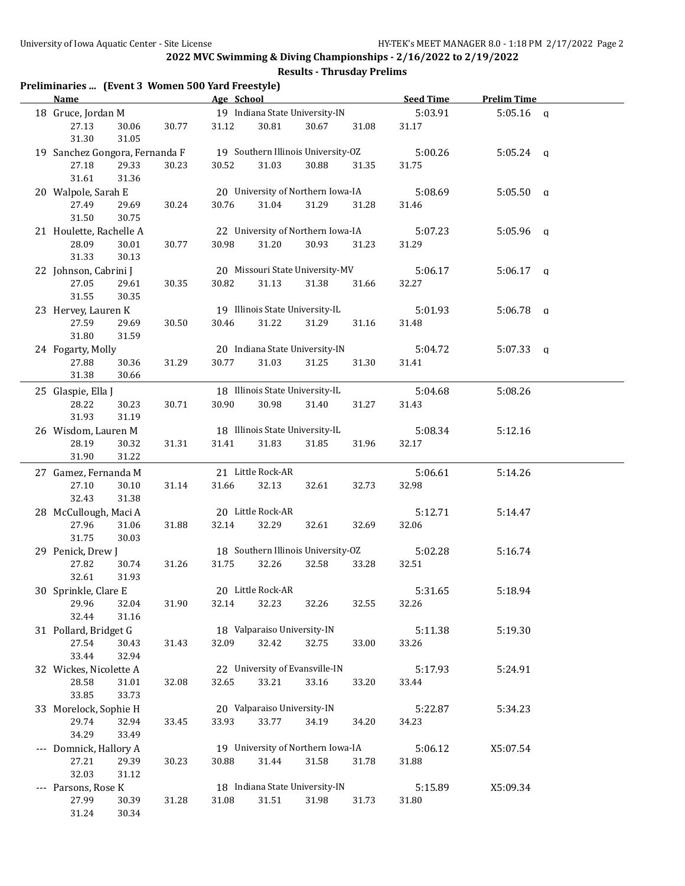## 2022 MVC Swimming & Diving Championships - 2/16/2022 to 2/19/2022

### Results - Thrusday Prelims

**Preliminaries ... (Event 3 Women 500 Yard Freestyle)**

| | Name | Age | School | Seed Time | Prelim Time | |
|---|---|---|---|---|---|---|
| 18 | Gruce, Jordan M | 19 | Indiana State University-IN | 5:03.91 | 5:05.16 | q |
| | 27.13 30.06 30.77 31.12 30.81 30.67 31.08 31.17 31.30 31.05 | | | | | |
| 19 | Sanchez Gongora, Fernanda F | 19 | Southern Illinois University-OZ | 5:00.26 | 5:05.24 | q |
| | 27.18 29.33 30.23 30.52 31.03 30.88 31.35 31.75 31.61 31.36 | | | | | |
| 20 | Walpole, Sarah E | 20 | University of Northern Iowa-IA | 5:08.69 | 5:05.50 | q |
| | 27.49 29.69 30.24 30.76 31.04 31.29 31.28 31.46 31.50 30.75 | | | | | |
| 21 | Houlette, Rachelle A | 22 | University of Northern Iowa-IA | 5:07.23 | 5:05.96 | q |
| | 28.09 30.01 30.77 30.98 31.20 30.93 31.23 31.29 31.33 30.13 | | | | | |
| 22 | Johnson, Cabrini J | 20 | Missouri State University-MV | 5:06.17 | 5:06.17 | q |
| | 27.05 29.61 30.35 30.82 31.13 31.38 31.66 32.27 31.55 30.35 | | | | | |
| 23 | Hervey, Lauren K | 19 | Illinois State University-IL | 5:01.93 | 5:06.78 | q |
| | 27.59 29.69 30.50 30.46 31.22 31.29 31.16 31.48 31.80 31.59 | | | | | |
| 24 | Fogarty, Molly | 20 | Indiana State University-IN | 5:04.72 | 5:07.33 | q |
| | 27.88 30.36 31.29 30.77 31.03 31.25 31.30 31.41 31.38 30.66 | | | | | |
| 25 | Glaspie, Ella J | 18 | Illinois State University-IL | 5:04.68 | 5:08.26 | |
| | 28.22 30.23 30.71 30.90 30.98 31.40 31.27 31.43 31.93 31.19 | | | | | |
| 26 | Wisdom, Lauren M | 18 | Illinois State University-IL | 5:08.34 | 5:12.16 | |
| | 28.19 30.32 31.31 31.41 31.83 31.85 31.96 32.17 31.90 31.22 | | | | | |
| 27 | Gamez, Fernanda M | 21 | Little Rock-AR | 5:06.61 | 5:14.26 | |
| | 27.10 30.10 31.14 31.66 32.13 32.61 32.73 32.98 32.43 31.38 | | | | | |
| 28 | McCullough, Maci A | 20 | Little Rock-AR | 5:12.71 | 5:14.47 | |
| | 27.96 31.06 31.88 32.14 32.29 32.61 32.69 32.06 31.75 30.03 | | | | | |
| 29 | Penick, Drew J | 18 | Southern Illinois University-OZ | 5:02.28 | 5:16.74 | |
| | 27.82 30.74 31.26 31.75 32.26 32.58 33.28 32.51 32.61 31.93 | | | | | |
| 30 | Sprinkle, Clare E | 20 | Little Rock-AR | 5:31.65 | 5:18.94 | |
| | 29.96 32.04 31.90 32.14 32.23 32.26 32.55 32.26 32.44 31.16 | | | | | |
| 31 | Pollard, Bridget G | 18 | Valparaiso University-IN | 5:11.38 | 5:19.30 | |
| | 27.54 30.43 31.43 32.09 32.42 32.75 33.00 33.26 33.44 32.94 | | | | | |
| 32 | Wickes, Nicolette A | 22 | University of Evansville-IN | 5:17.93 | 5:24.91 | |
| | 28.58 31.01 32.08 32.65 33.21 33.16 33.20 33.44 33.85 33.73 | | | | | |
| 33 | Morelock, Sophie H | 20 | Valparaiso University-IN | 5:22.87 | 5:34.23 | |
| | 29.74 32.94 33.45 33.93 33.77 34.19 34.20 34.23 34.29 33.49 | | | | | |
| --- | Domnick, Hallory A | 19 | University of Northern Iowa-IA | 5:06.12 | X5:07.54 | |
| | 27.21 29.39 30.23 30.88 31.44 31.58 31.78 31.88 32.03 31.12 | | | | | |
| --- | Parsons, Rose K | 18 | Indiana State University-IN | 5:15.89 | X5:09.34 | |
| | 27.99 30.39 31.28 31.08 31.51 31.98 31.73 31.80 31.24 30.34 | | | | | |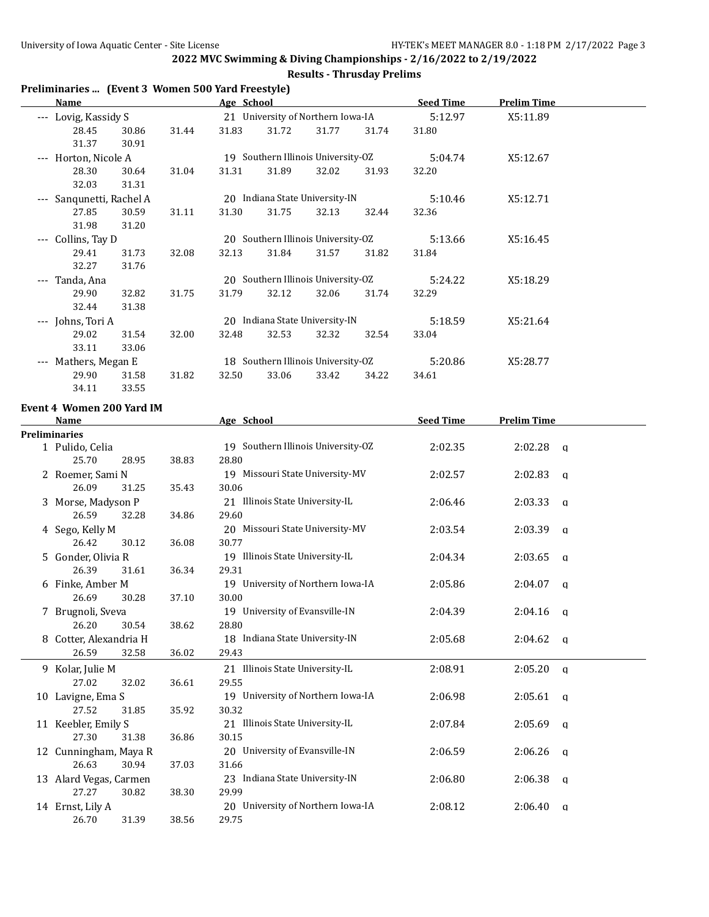## 2022 MVC Swimming & Diving Championships - 2/16/2022 to 2/19/2022

### Results - Thrusday Prelims

### Preliminaries ... (Event 3 Women 500 Yard Freestyle)

| | Name | Age | School | Seed Time | Prelim Time |
|---|---|---|---|---|---|
| --- | Lovig, Kassidy S | 21 | University of Northern Iowa-IA | 5:12.97 | X5:11.89 |
| | 28.45 30.86 31.44 31.83 31.72 31.77 31.74 31.80 31.37 30.91 | | | | |
| --- | Horton, Nicole A | 19 | Southern Illinois University-OZ | 5:04.74 | X5:12.67 |
| | 28.30 30.64 31.04 31.31 31.89 32.02 31.93 32.20 32.03 31.31 | | | | |
| --- | Sanqunetti, Rachel A | 20 | Indiana State University-IN | 5:10.46 | X5:12.71 |
| | 27.85 30.59 31.11 31.30 31.75 32.13 32.44 32.36 31.98 31.20 | | | | |
| --- | Collins, Tay D | 20 | Southern Illinois University-OZ | 5:13.66 | X5:16.45 |
| | 29.41 31.73 32.08 32.13 31.84 31.57 31.82 31.84 32.27 31.76 | | | | |
| --- | Tanda, Ana | 20 | Southern Illinois University-OZ | 5:24.22 | X5:18.29 |
| | 29.90 32.82 31.75 31.79 32.12 32.06 31.74 32.29 32.44 31.38 | | | | |
| --- | Johns, Tori A | 20 | Indiana State University-IN | 5:18.59 | X5:21.64 |
| | 29.02 31.54 32.00 32.48 32.53 32.32 32.54 33.04 33.11 33.06 | | | | |
| --- | Mathers, Megan E | 18 | Southern Illinois University-OZ | 5:20.86 | X5:28.77 |
| | 29.90 31.58 31.82 32.50 33.06 33.42 34.22 34.61 34.11 33.55 | | | | |

### Event 4 Women 200 Yard IM

**Preliminaries**

| | Name | Age | School | Seed Time | Prelim Time | |
|---|---|---|---|---|---|---|
| 1 | Pulido, Celia | 19 | Southern Illinois University-OZ | 2:02.35 | 2:02.28 | q |
| | 25.70 28.95 38.83 28.80 | | | | | |
| 2 | Roemer, Sami N | 19 | Missouri State University-MV | 2:02.57 | 2:02.83 | q |
| | 26.09 31.25 35.43 30.06 | | | | | |
| 3 | Morse, Madyson P | 21 | Illinois State University-IL | 2:06.46 | 2:03.33 | q |
| | 26.59 32.28 34.86 29.60 | | | | | |
| 4 | Sego, Kelly M | 20 | Missouri State University-MV | 2:03.54 | 2:03.39 | q |
| | 26.42 30.12 36.08 30.77 | | | | | |
| 5 | Gonder, Olivia R | 19 | Illinois State University-IL | 2:04.34 | 2:03.65 | q |
| | 26.39 31.61 36.34 29.31 | | | | | |
| 6 | Finke, Amber M | 19 | University of Northern Iowa-IA | 2:05.86 | 2:04.07 | q |
| | 26.69 30.28 37.10 30.00 | | | | | |
| 7 | Brugnoli, Sveva | 19 | University of Evansville-IN | 2:04.39 | 2:04.16 | q |
| | 26.20 30.54 38.62 28.80 | | | | | |
| 8 | Cotter, Alexandria H | 18 | Indiana State University-IN | 2:05.68 | 2:04.62 | q |
| | 26.59 32.58 36.02 29.43 | | | | | |
| 9 | Kolar, Julie M | 21 | Illinois State University-IL | 2:08.91 | 2:05.20 | q |
| | 27.02 32.02 36.61 29.55 | | | | | |
| 10 | Lavigne, Ema S | 19 | University of Northern Iowa-IA | 2:06.98 | 2:05.61 | q |
| | 27.52 31.85 35.92 30.32 | | | | | |
| 11 | Keebler, Emily S | 21 | Illinois State University-IL | 2:07.84 | 2:05.69 | q |
| | 27.30 31.38 36.86 30.15 | | | | | |
| 12 | Cunningham, Maya R | 20 | University of Evansville-IN | 2:06.59 | 2:06.26 | q |
| | 26.63 30.94 37.03 31.66 | | | | | |
| 13 | Alard Vegas, Carmen | 23 | Indiana State University-IN | 2:06.80 | 2:06.38 | q |
| | 27.27 30.82 38.30 29.99 | | | | | |
| 14 | Ernst, Lily A | 20 | University of Northern Iowa-IA | 2:08.12 | 2:06.40 | q |
| | 26.70 31.39 38.56 29.75 | | | | | |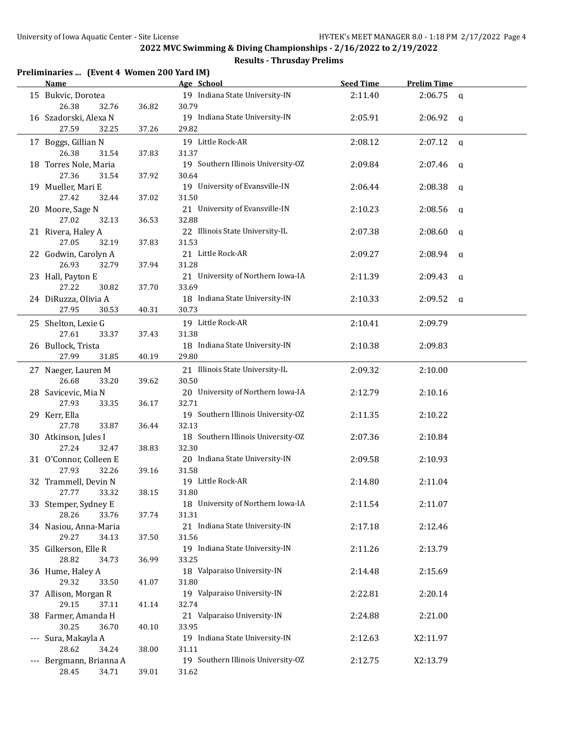## 2022 MVC Swimming & Diving Championships - 2/16/2022 to 2/19/2022

### Results - Thrusday Prelims

**Preliminaries ... (Event 4 Women 200 Yard IM)**

| | Name | Age | School | Seed Time | Prelim Time | |
|---|---|---|---|---|---|---|
| 15 | Bukvic, Dorotea | 19 | Indiana State University-IN | 2:11.40 | 2:06.75 | q |
| | 26.38 32.76 36.82 30.79 | | | | | |
| 16 | Szadorski, Alexa N | 19 | Indiana State University-IN | 2:05.91 | 2:06.92 | q |
| | 27.59 32.25 37.26 29.82 | | | | | |
| 17 | Boggs, Gillian N | 19 | Little Rock-AR | 2:08.12 | 2:07.12 | q |
| | 26.38 31.54 37.83 31.37 | | | | | |
| 18 | Torres Nole, Maria | 19 | Southern Illinois University-OZ | 2:09.84 | 2:07.46 | q |
| | 27.36 31.54 37.92 30.64 | | | | | |
| 19 | Mueller, Mari E | 19 | University of Evansville-IN | 2:06.44 | 2:08.38 | q |
| | 27.42 32.44 37.02 31.50 | | | | | |
| 20 | Moore, Sage N | 21 | University of Evansville-IN | 2:10.23 | 2:08.56 | q |
| | 27.02 32.13 36.53 32.88 | | | | | |
| 21 | Rivera, Haley A | 22 | Illinois State University-IL | 2:07.38 | 2:08.60 | q |
| | 27.05 32.19 37.83 31.53 | | | | | |
| 22 | Godwin, Carolyn A | 21 | Little Rock-AR | 2:09.27 | 2:08.94 | q |
| | 26.93 32.79 37.94 31.28 | | | | | |
| 23 | Hall, Payton E | 21 | University of Northern Iowa-IA | 2:11.39 | 2:09.43 | q |
| | 27.22 30.82 37.70 33.69 | | | | | |
| 24 | DiRuzza, Olivia A | 18 | Indiana State University-IN | 2:10.33 | 2:09.52 | q |
| | 27.95 30.53 40.31 30.73 | | | | | |
| 25 | Shelton, Lexie G | 19 | Little Rock-AR | 2:10.41 | 2:09.79 | |
| | 27.61 33.37 37.43 31.38 | | | | | |
| 26 | Bullock, Trista | 18 | Indiana State University-IN | 2:10.38 | 2:09.83 | |
| | 27.99 31.85 40.19 29.80 | | | | | |
| 27 | Naeger, Lauren M | 21 | Illinois State University-IL | 2:09.32 | 2:10.00 | |
| | 26.68 33.20 39.62 30.50 | | | | | |
| 28 | Savicevic, Mia N | 20 | University of Northern Iowa-IA | 2:12.79 | 2:10.16 | |
| | 27.93 33.35 36.17 32.71 | | | | | |
| 29 | Kerr, Ella | 19 | Southern Illinois University-OZ | 2:11.35 | 2:10.22 | |
| | 27.78 33.87 36.44 32.13 | | | | | |
| 30 | Atkinson, Jules I | 18 | Southern Illinois University-OZ | 2:07.36 | 2:10.84 | |
| | 27.24 32.47 38.83 32.30 | | | | | |
| 31 | O'Connor, Colleen E | 20 | Indiana State University-IN | 2:09.58 | 2:10.93 | |
| | 27.93 32.26 39.16 31.58 | | | | | |
| 32 | Trammell, Devin N | 19 | Little Rock-AR | 2:14.80 | 2:11.04 | |
| | 27.77 33.32 38.15 31.80 | | | | | |
| 33 | Stemper, Sydney E | 18 | University of Northern Iowa-IA | 2:11.54 | 2:11.07 | |
| | 28.26 33.76 37.74 31.31 | | | | | |
| 34 | Nasiou, Anna-Maria | 21 | Indiana State University-IN | 2:17.18 | 2:12.46 | |
| | 29.27 34.13 37.50 31.56 | | | | | |
| 35 | Gilkerson, Elle R | 19 | Indiana State University-IN | 2:11.26 | 2:13.79 | |
| | 28.82 34.73 36.99 33.25 | | | | | |
| 36 | Hume, Haley A | 18 | Valparaiso University-IN | 2:14.48 | 2:15.69 | |
| | 29.32 33.50 41.07 31.80 | | | | | |
| 37 | Allison, Morgan R | 19 | Valparaiso University-IN | 2:22.81 | 2:20.14 | |
| | 29.15 37.11 41.14 32.74 | | | | | |
| 38 | Farmer, Amanda H | 21 | Valparaiso University-IN | 2:24.88 | 2:21.00 | |
| | 30.25 36.70 40.10 33.95 | | | | | |
| --- | Sura, Makayla A | 19 | Indiana State University-IN | 2:12.63 | X2:11.97 | |
| | 28.62 34.24 38.00 31.11 | | | | | |
| --- | Bergmann, Brianna A | 19 | Southern Illinois University-OZ | 2:12.75 | X2:13.79 | |
| | 28.45 34.71 39.01 31.62 | | | | | |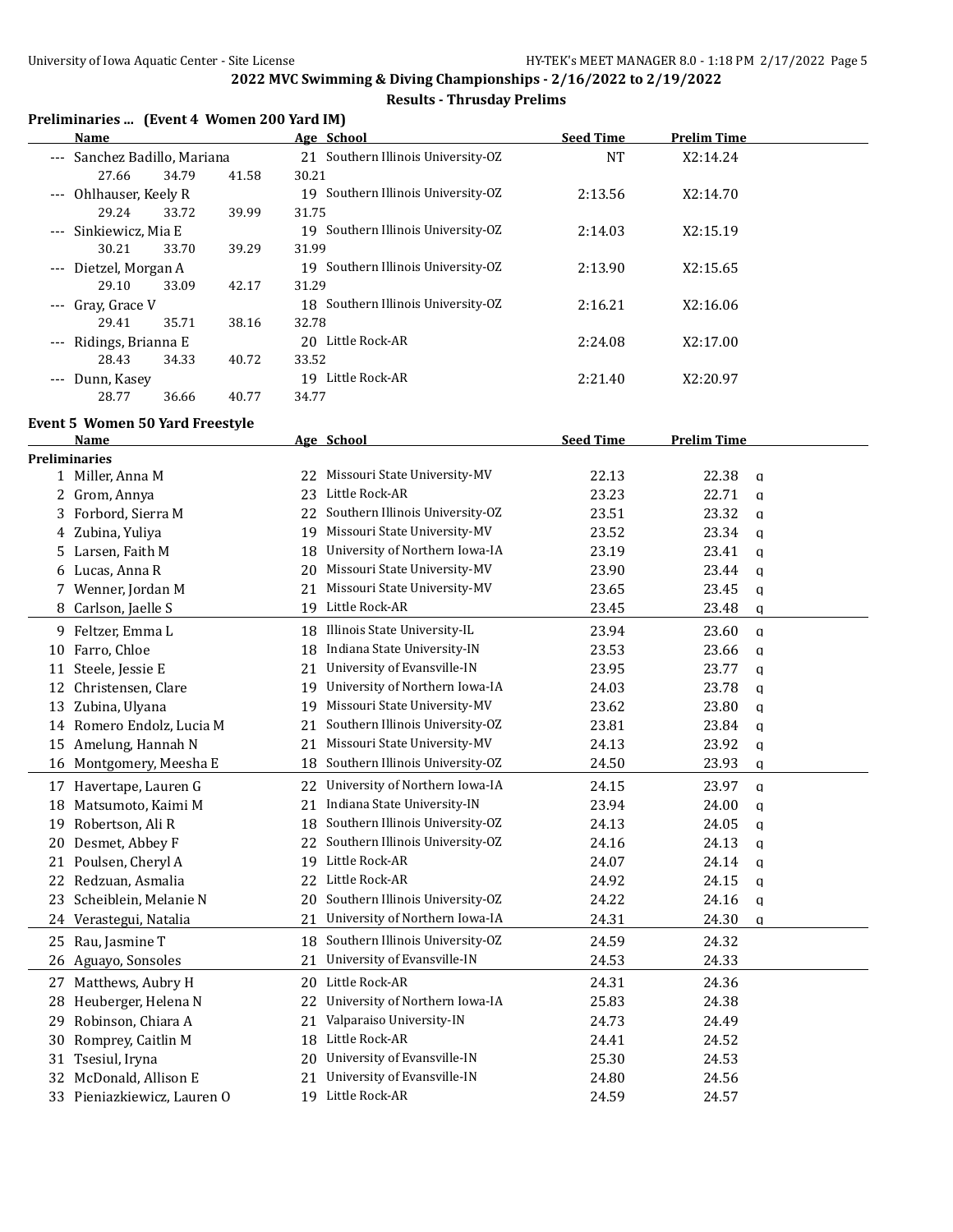## 2022 MVC Swimming & Diving Championships - 2/16/2022 to 2/19/2022

### Results - Thrusday Prelims

### Preliminaries ... (Event 4 Women 200 Yard IM)

| | Name | Age | School | Seed Time | Prelim Time | |
|---|---|---|---|---|---|---|
| --- | Sanchez Badillo, Mariana | 21 | Southern Illinois University-OZ | NT | X2:14.24 | |
| | 27.66 34.79 41.58 30.21 | | | | | |
| --- | Ohlhauser, Keely R | 19 | Southern Illinois University-OZ | 2:13.56 | X2:14.70 | |
| | 29.24 33.72 39.99 31.75 | | | | | |
| --- | Sinkiewicz, Mia E | 19 | Southern Illinois University-OZ | 2:14.03 | X2:15.19 | |
| | 30.21 33.70 39.29 31.99 | | | | | |
| --- | Dietzel, Morgan A | 19 | Southern Illinois University-OZ | 2:13.90 | X2:15.65 | |
| | 29.10 33.09 42.17 31.29 | | | | | |
| --- | Gray, Grace V | 18 | Southern Illinois University-OZ | 2:16.21 | X2:16.06 | |
| | 29.41 35.71 38.16 32.78 | | | | | |
| --- | Ridings, Brianna E | 20 | Little Rock-AR | 2:24.08 | X2:17.00 | |
| | 28.43 34.33 40.72 33.52 | | | | | |
| --- | Dunn, Kasey | 19 | Little Rock-AR | 2:21.40 | X2:20.97 | |
| | 28.77 36.66 40.77 34.77 | | | | | |

### Event 5 Women 50 Yard Freestyle

| | Name | Age | School | Seed Time | Prelim Time | |
|---|---|---|---|---|---|---|
| **Preliminaries** | | | | | | |
| 1 | Miller, Anna M | 22 | Missouri State University-MV | 22.13 | 22.38 | q |
| 2 | Grom, Annya | 23 | Little Rock-AR | 23.23 | 22.71 | q |
| 3 | Forbord, Sierra M | 22 | Southern Illinois University-OZ | 23.51 | 23.32 | q |
| 4 | Zubina, Yuliya | 19 | Missouri State University-MV | 23.52 | 23.34 | q |
| 5 | Larsen, Faith M | 18 | University of Northern Iowa-IA | 23.19 | 23.41 | q |
| 6 | Lucas, Anna R | 20 | Missouri State University-MV | 23.90 | 23.44 | q |
| 7 | Wenner, Jordan M | 21 | Missouri State University-MV | 23.65 | 23.45 | q |
| 8 | Carlson, Jaelle S | 19 | Little Rock-AR | 23.45 | 23.48 | q |
| 9 | Feltzer, Emma L | 18 | Illinois State University-IL | 23.94 | 23.60 | q |
| 10 | Farro, Chloe | 18 | Indiana State University-IN | 23.53 | 23.66 | q |
| 11 | Steele, Jessie E | 21 | University of Evansville-IN | 23.95 | 23.77 | q |
| 12 | Christensen, Clare | 19 | University of Northern Iowa-IA | 24.03 | 23.78 | q |
| 13 | Zubina, Ulyana | 19 | Missouri State University-MV | 23.62 | 23.80 | q |
| 14 | Romero Endolz, Lucia M | 21 | Southern Illinois University-OZ | 23.81 | 23.84 | q |
| 15 | Amelung, Hannah N | 21 | Missouri State University-MV | 24.13 | 23.92 | q |
| 16 | Montgomery, Meesha E | 18 | Southern Illinois University-OZ | 24.50 | 23.93 | q |
| 17 | Havertape, Lauren G | 22 | University of Northern Iowa-IA | 24.15 | 23.97 | q |
| 18 | Matsumoto, Kaimi M | 21 | Indiana State University-IN | 23.94 | 24.00 | q |
| 19 | Robertson, Ali R | 18 | Southern Illinois University-OZ | 24.13 | 24.05 | q |
| 20 | Desmet, Abbey F | 22 | Southern Illinois University-OZ | 24.16 | 24.13 | q |
| 21 | Poulsen, Cheryl A | 19 | Little Rock-AR | 24.07 | 24.14 | q |
| 22 | Redzuan, Asmalia | 22 | Little Rock-AR | 24.92 | 24.15 | q |
| 23 | Scheiblein, Melanie N | 20 | Southern Illinois University-OZ | 24.22 | 24.16 | q |
| 24 | Verastegui, Natalia | 21 | University of Northern Iowa-IA | 24.31 | 24.30 | q |
| 25 | Rau, Jasmine T | 18 | Southern Illinois University-OZ | 24.59 | 24.32 | |
| 26 | Aguayo, Sonsoles | 21 | University of Evansville-IN | 24.53 | 24.33 | |
| 27 | Matthews, Aubry H | 20 | Little Rock-AR | 24.31 | 24.36 | |
| 28 | Heuberger, Helena N | 22 | University of Northern Iowa-IA | 25.83 | 24.38 | |
| 29 | Robinson, Chiara A | 21 | Valparaiso University-IN | 24.73 | 24.49 | |
| 30 | Romprey, Caitlin M | 18 | Little Rock-AR | 24.41 | 24.52 | |
| 31 | Tsesiul, Iryna | 20 | University of Evansville-IN | 25.30 | 24.53 | |
| 32 | McDonald, Allison E | 21 | University of Evansville-IN | 24.80 | 24.56 | |
| 33 | Pieniazkiewicz, Lauren O | 19 | Little Rock-AR | 24.59 | 24.57 | |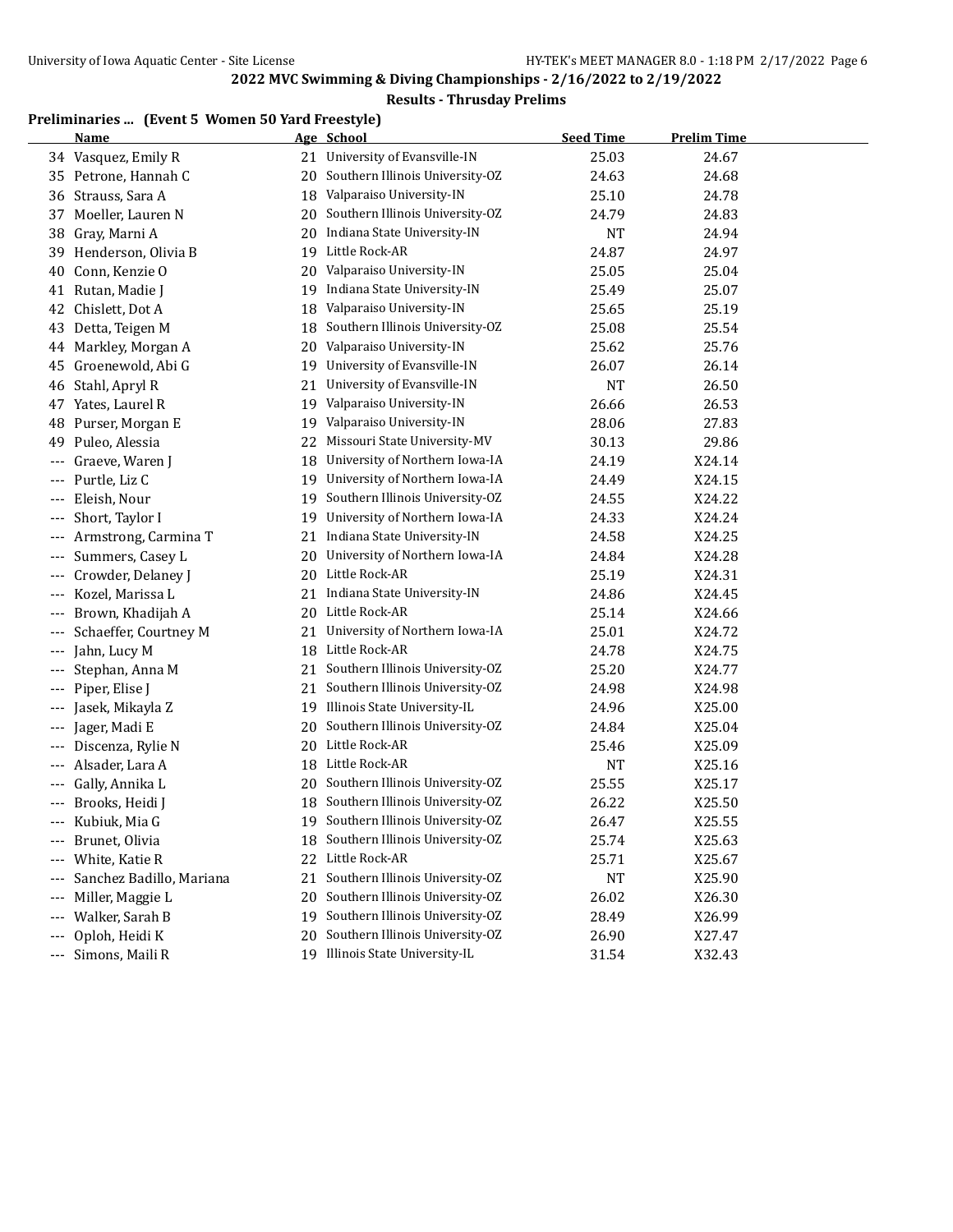## 2022 MVC Swimming & Diving Championships - 2/16/2022 to 2/19/2022

### Results - Thrusday Prelims

**Preliminaries ... (Event 5 Women 50 Yard Freestyle)**

| | Name | Age | School | Seed Time | Prelim Time |
|---|---|---|---|---|---|
| 34 | Vasquez, Emily R | 21 | University of Evansville-IN | 25.03 | 24.67 |
| 35 | Petrone, Hannah C | 20 | Southern Illinois University-OZ | 24.63 | 24.68 |
| 36 | Strauss, Sara A | 18 | Valparaiso University-IN | 25.10 | 24.78 |
| 37 | Moeller, Lauren N | 20 | Southern Illinois University-OZ | 24.79 | 24.83 |
| 38 | Gray, Marni A | 20 | Indiana State University-IN | NT | 24.94 |
| 39 | Henderson, Olivia B | 19 | Little Rock-AR | 24.87 | 24.97 |
| 40 | Conn, Kenzie O | 20 | Valparaiso University-IN | 25.05 | 25.04 |
| 41 | Rutan, Madie J | 19 | Indiana State University-IN | 25.49 | 25.07 |
| 42 | Chislett, Dot A | 18 | Valparaiso University-IN | 25.65 | 25.19 |
| 43 | Detta, Teigem M | 18 | Southern Illinois University-OZ | 25.08 | 25.54 |
| 44 | Markley, Morgan A | 20 | Valparaiso University-IN | 25.62 | 25.76 |
| 45 | Groenewold, Abi G | 19 | University of Evansville-IN | 26.07 | 26.14 |
| 46 | Stahl, Apryl R | 21 | University of Evansville-IN | NT | 26.50 |
| 47 | Yates, Laurel R | 19 | Valparaiso University-IN | 26.66 | 26.53 |
| 48 | Purser, Morgan E | 19 | Valparaiso University-IN | 28.06 | 27.83 |
| 49 | Puleo, Alessia | 22 | Missouri State University-MV | 30.13 | 29.86 |
| --- | Graeve, Waren J | 18 | University of Northern Iowa-IA | 24.19 | X24.14 |
| --- | Purtle, Liz C | 19 | University of Northern Iowa-IA | 24.49 | X24.15 |
| --- | Eleish, Nour | 19 | Southern Illinois University-OZ | 24.55 | X24.22 |
| --- | Short, Taylor I | 19 | University of Northern Iowa-IA | 24.33 | X24.24 |
| --- | Armstrong, Carmina T | 21 | Indiana State University-IN | 24.58 | X24.25 |
| --- | Summers, Casey L | 20 | University of Northern Iowa-IA | 24.84 | X24.28 |
| --- | Crowder, Delaney J | 20 | Little Rock-AR | 25.19 | X24.31 |
| --- | Kozel, Marissa L | 21 | Indiana State University-IN | 24.86 | X24.45 |
| --- | Brown, Khadijah A | 20 | Little Rock-AR | 25.14 | X24.66 |
| --- | Schaeffer, Courtney M | 21 | University of Northern Iowa-IA | 25.01 | X24.72 |
| --- | Jahn, Lucy M | 18 | Little Rock-AR | 24.78 | X24.75 |
| --- | Stephan, Anna M | 21 | Southern Illinois University-OZ | 25.20 | X24.77 |
| --- | Piper, Elise J | 21 | Southern Illinois University-OZ | 24.98 | X24.98 |
| --- | Jasek, Mikayla Z | 19 | Illinois State University-IL | 24.96 | X25.00 |
| --- | Jager, Madi E | 20 | Southern Illinois University-OZ | 24.84 | X25.04 |
| --- | Discenza, Rylie N | 20 | Little Rock-AR | 25.46 | X25.09 |
| --- | Alsader, Lara A | 18 | Little Rock-AR | NT | X25.16 |
| --- | Gally, Annika L | 20 | Southern Illinois University-OZ | 25.55 | X25.17 |
| --- | Brooks, Heidi J | 18 | Southern Illinois University-OZ | 26.22 | X25.50 |
| --- | Kubiuk, Mia G | 19 | Southern Illinois University-OZ | 26.47 | X25.55 |
| --- | Brunet, Olivia | 18 | Southern Illinois University-OZ | 25.74 | X25.63 |
| --- | White, Katie R | 22 | Little Rock-AR | 25.71 | X25.67 |
| --- | Sanchez Badillo, Mariana | 21 | Southern Illinois University-OZ | NT | X25.90 |
| --- | Miller, Maggie L | 20 | Southern Illinois University-OZ | 26.02 | X26.30 |
| --- | Walker, Sarah B | 19 | Southern Illinois University-OZ | 28.49 | X26.99 |
| --- | Oploh, Heidi K | 20 | Southern Illinois University-OZ | 26.90 | X27.47 |
| --- | Simons, Maili R | 19 | Illinois State University-IL | 31.54 | X32.43 |